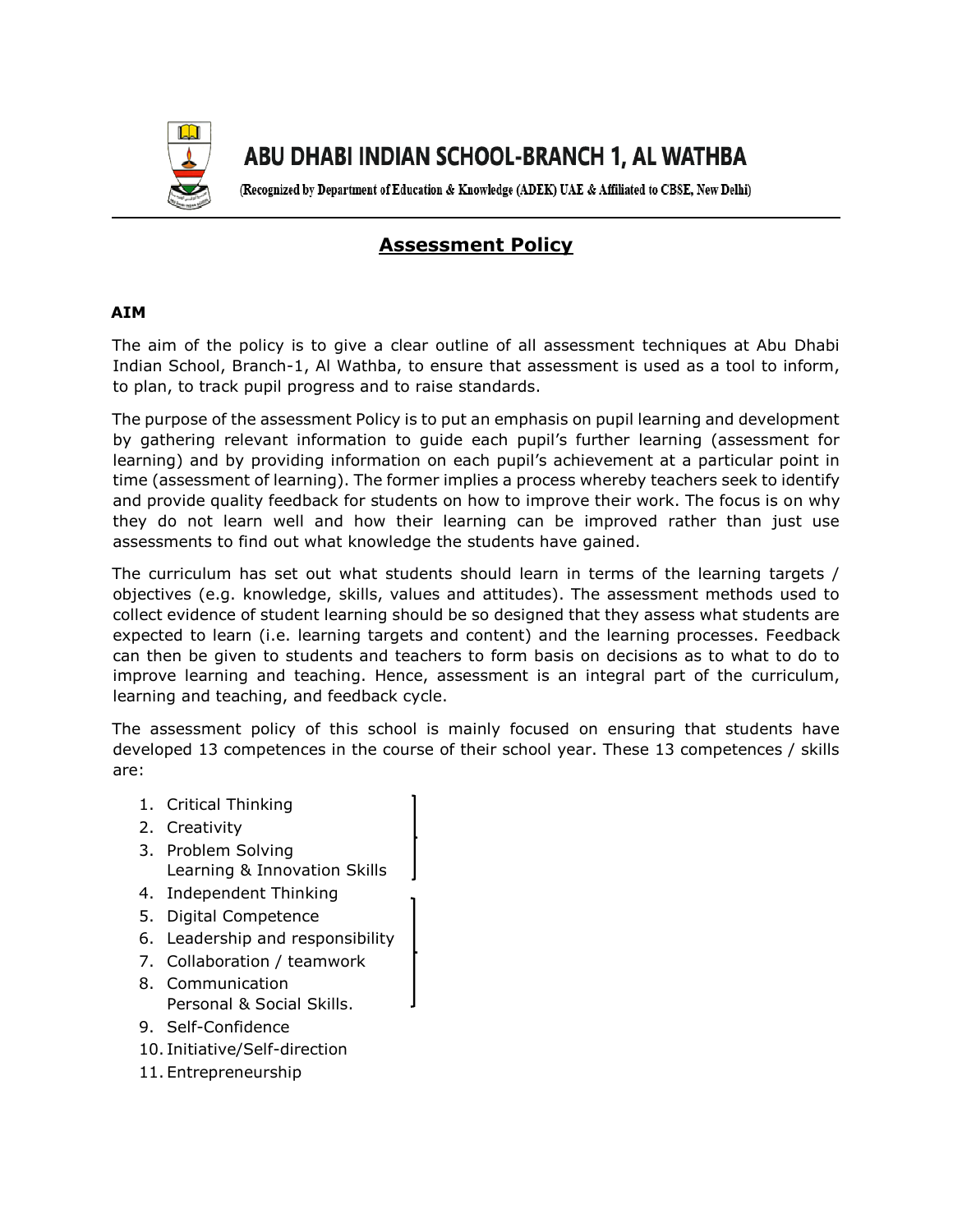# ABU DHABI INDIAN SCHOOL-BRANCH 1, AL WATHBA

(Recognized by Department of Education & Knowledge (ADEK) UAE & Affiliated to CBSE, New Delhi)

## Assessment Policy

**AIM**

The aim of the policy is to give a clear outline of all assessment techniques at Abu Dhabi Indian School, Branch-1, Al Wathba, to ensure that assessment is used as a tool to inform, to plan, to track pupil progress and to raise standards.

The purpose of the assessment Policy is to put an emphasis on pupil learning and development by gathering relevant information to guide each pupil's further learning (assessment for learning) and by providing information on each pupil's achievement at a particular point in time (assessment of learning). The former implies a process whereby teachers seek to identify and provide quality feedback for students on how to improve their work. The focus is on why they do not learn well and how their learning can be improved rather than just use assessments to find out what knowledge the students have gained.

The curriculum has set out what students should learn in terms of the learning targets / objectives (e.g. knowledge, skills, values and attitudes). The assessment methods used to collect evidence of student learning should be so designed that they assess what students are expected to learn (i.e. learning targets and content) and the learning processes. Feedback can then be given to students and teachers to form basis on decisions as to what to do to improve learning and teaching. Hence, assessment is an integral part of the curriculum, learning and teaching, and feedback cycle.

The assessment policy of this school is mainly focused on ensuring that students have developed 13 competences in the course of their school year. These 13 competences / skills are:

1. Critical Thinking
2. Creativity
3. Problem Solving
   Learning & Innovation Skills
4. Independent Thinking
5. Digital Competence
6. Leadership and responsibility
7. Collaboration / teamwork
8. Communication
   Personal & Social Skills.
9. Self-Confidence
10. Initiative/Self-direction
11. Entrepreneurship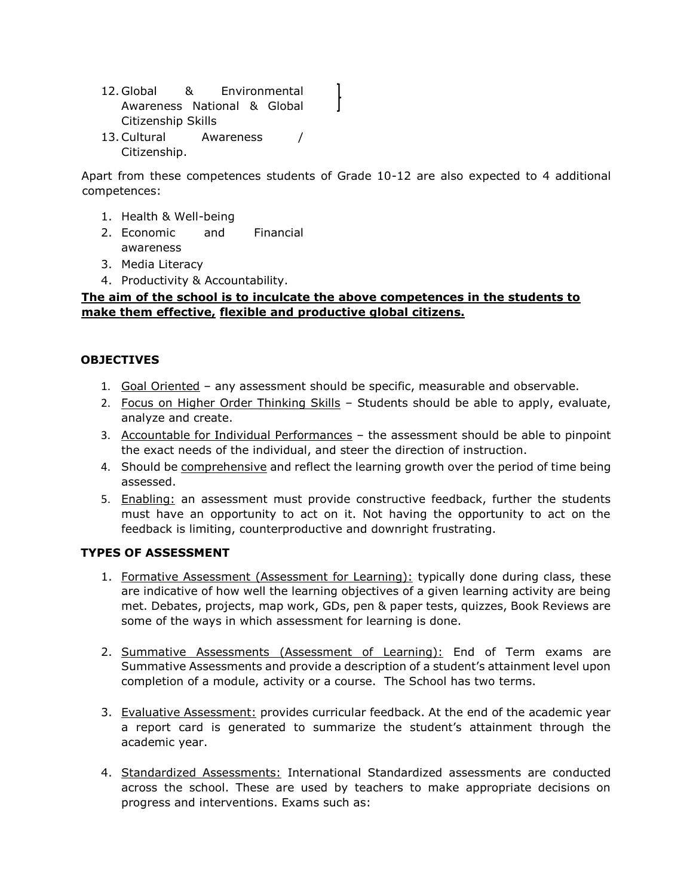12. Global & Environmental Awareness National & Global Citizenship Skills
13. Cultural Awareness / Citizenship.

Apart from these competences students of Grade 10-12 are also expected to 4 additional competences:

1. Health & Well-being
2. Economic and Financial awareness
3. Media Literacy
4. Productivity & Accountability.

**The aim of the school is to inculcate the above competences in the students to make them effective, flexible and productive global citizens.**

**OBJECTIVES**

1. Goal Oriented – any assessment should be specific, measurable and observable.
2. Focus on Higher Order Thinking Skills – Students should be able to apply, evaluate, analyze and create.
3. Accountable for Individual Performances – the assessment should be able to pinpoint the exact needs of the individual, and steer the direction of instruction.
4. Should be comprehensive and reflect the learning growth over the period of time being assessed.
5. Enabling: an assessment must provide constructive feedback, further the students must have an opportunity to act on it. Not having the opportunity to act on the feedback is limiting, counterproductive and downright frustrating.

**TYPES OF ASSESSMENT**

1. Formative Assessment (Assessment for Learning): typically done during class, these are indicative of how well the learning objectives of a given learning activity are being met. Debates, projects, map work, GDs, pen & paper tests, quizzes, Book Reviews are some of the ways in which assessment for learning is done.

2. Summative Assessments (Assessment of Learning): End of Term exams are Summative Assessments and provide a description of a student's attainment level upon completion of a module, activity or a course. The School has two terms.

3. Evaluative Assessment: provides curricular feedback. At the end of the academic year a report card is generated to summarize the student's attainment through the academic year.

4. Standardized Assessments: International Standardized assessments are conducted across the school. These are used by teachers to make appropriate decisions on progress and interventions. Exams such as: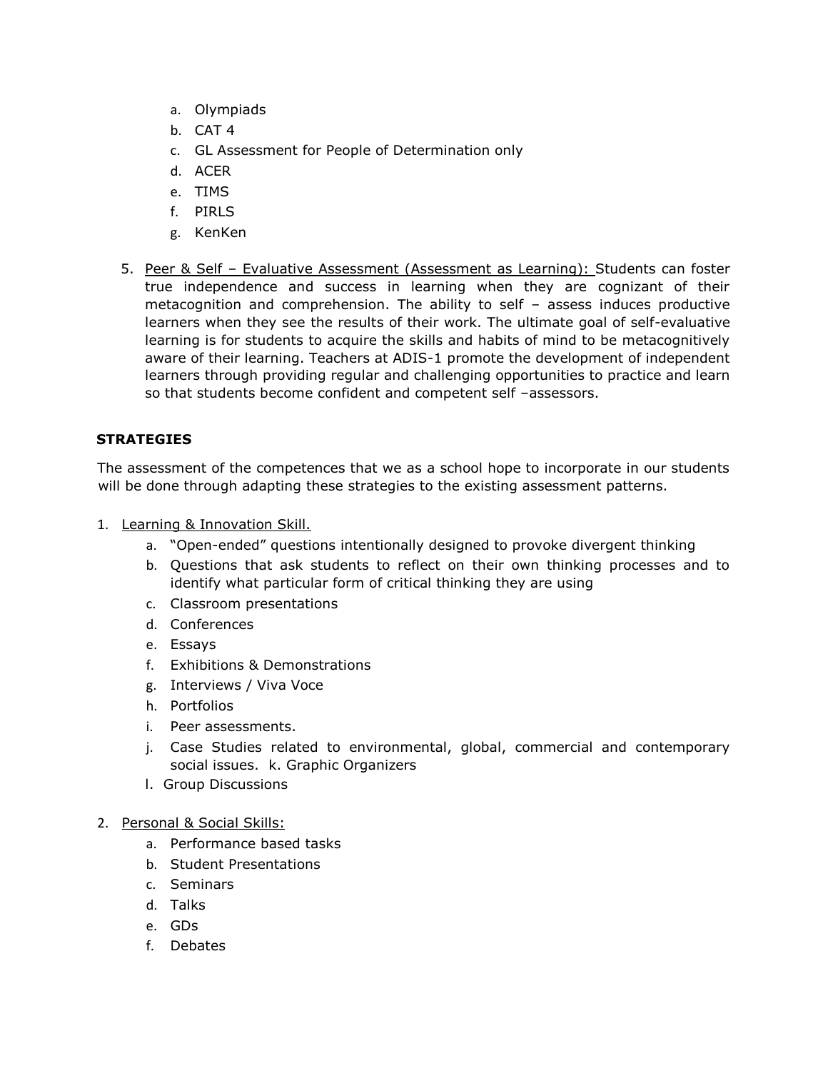a. Olympiads
b. CAT 4
c. GL Assessment for People of Determination only
d. ACER
e. TIMS
f. PIRLS
g. KenKen

5. Peer & Self – Evaluative Assessment (Assessment as Learning): Students can foster true independence and success in learning when they are cognizant of their metacognition and comprehension. The ability to self – assess induces productive learners when they see the results of their work. The ultimate goal of self-evaluative learning is for students to acquire the skills and habits of mind to be metacognitively aware of their learning. Teachers at ADIS-1 promote the development of independent learners through providing regular and challenging opportunities to practice and learn so that students become confident and competent self –assessors.

**STRATEGIES**

The assessment of the competences that we as a school hope to incorporate in our students will be done through adapting these strategies to the existing assessment patterns.

1. Learning & Innovation Skill.
   a. "Open-ended" questions intentionally designed to provoke divergent thinking
   b. Questions that ask students to reflect on their own thinking processes and to identify what particular form of critical thinking they are using
   c. Classroom presentations
   d. Conferences
   e. Essays
   f. Exhibitions & Demonstrations
   g. Interviews / Viva Voce
   h. Portfolios
   i. Peer assessments.
   j. Case Studies related to environmental, global, commercial and contemporary social issues. k. Graphic Organizers
   l. Group Discussions

2. Personal & Social Skills:
   a. Performance based tasks
   b. Student Presentations
   c. Seminars
   d. Talks
   e. GDs
   f. Debates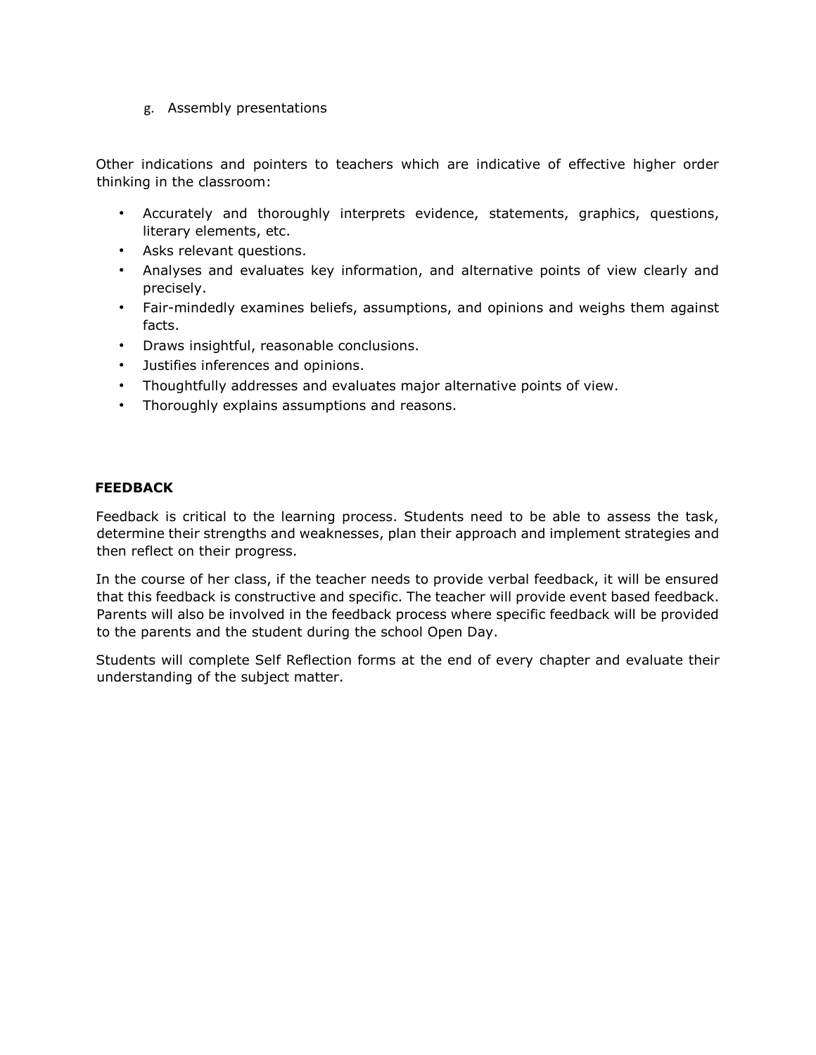g. Assembly presentations

Other indications and pointers to teachers which are indicative of effective higher order thinking in the classroom:

- Accurately and thoroughly interprets evidence, statements, graphics, questions, literary elements, etc.
- Asks relevant questions.
- Analyses and evaluates key information, and alternative points of view clearly and precisely.
- Fair-mindedly examines beliefs, assumptions, and opinions and weighs them against facts.
- Draws insightful, reasonable conclusions.
- Justifies inferences and opinions.
- Thoughtfully addresses and evaluates major alternative points of view.
- Thoroughly explains assumptions and reasons.

**FEEDBACK**

Feedback is critical to the learning process. Students need to be able to assess the task, determine their strengths and weaknesses, plan their approach and implement strategies and then reflect on their progress.

In the course of her class, if the teacher needs to provide verbal feedback, it will be ensured that this feedback is constructive and specific. The teacher will provide event based feedback. Parents will also be involved in the feedback process where specific feedback will be provided to the parents and the student during the school Open Day.

Students will complete Self Reflection forms at the end of every chapter and evaluate their understanding of the subject matter.